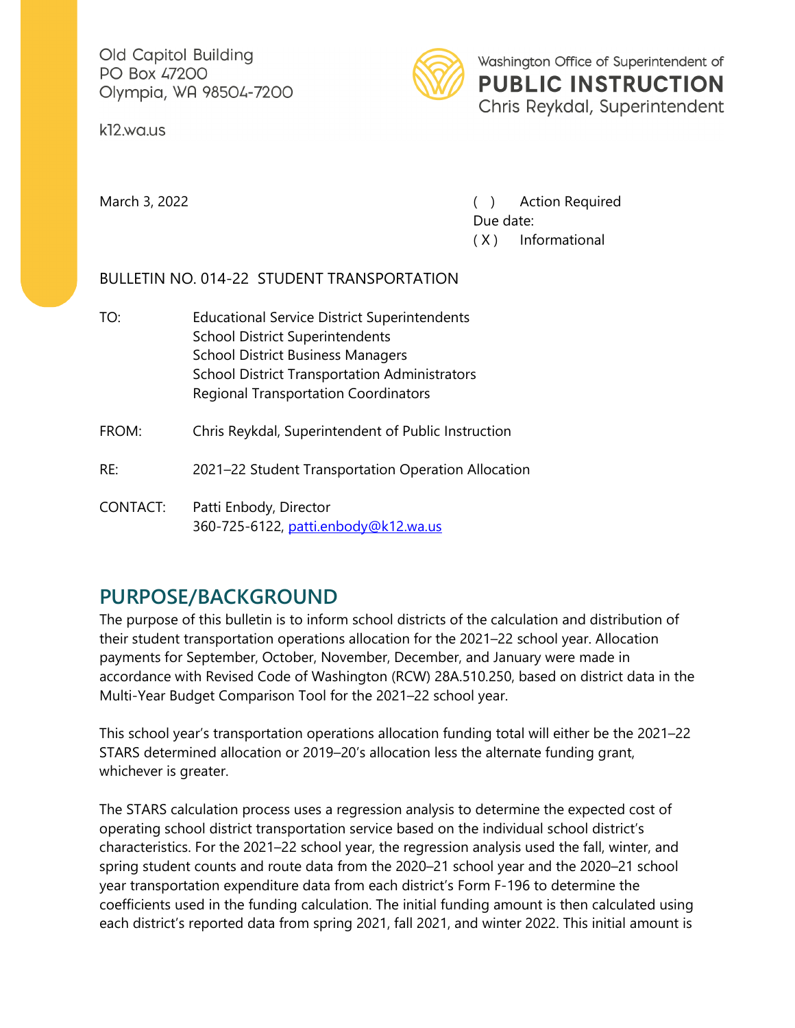Old Capitol Building
PO Box 47200
Olympia, WA 98504-7200

k12.wa.us

Washington Office of Superintendent of
**PUBLIC INSTRUCTION**
Chris Reykdal, Superintendent

March 3, 2022

( ) Action Required
Due date:
( X ) Informational

BULLETIN NO. 014-22 STUDENT TRANSPORTATION

TO: Educational Service District Superintendents
School District Superintendents
School District Business Managers
School District Transportation Administrators
Regional Transportation Coordinators

FROM: Chris Reykdal, Superintendent of Public Instruction

RE: 2021–22 Student Transportation Operation Allocation

CONTACT: Patti Enbody, Director
360-725-6122, patti.enbody@k12.wa.us

## PURPOSE/BACKGROUND

The purpose of this bulletin is to inform school districts of the calculation and distribution of their student transportation operations allocation for the 2021–22 school year. Allocation payments for September, October, November, December, and January were made in accordance with Revised Code of Washington (RCW) 28A.510.250, based on district data in the Multi-Year Budget Comparison Tool for the 2021–22 school year.

This school year's transportation operations allocation funding total will either be the 2021–22 STARS determined allocation or 2019–20's allocation less the alternate funding grant, whichever is greater.

The STARS calculation process uses a regression analysis to determine the expected cost of operating school district transportation service based on the individual school district's characteristics. For the 2021–22 school year, the regression analysis used the fall, winter, and spring student counts and route data from the 2020–21 school year and the 2020–21 school year transportation expenditure data from each district's Form F-196 to determine the coefficients used in the funding calculation. The initial funding amount is then calculated using each district's reported data from spring 2021, fall 2021, and winter 2022. This initial amount is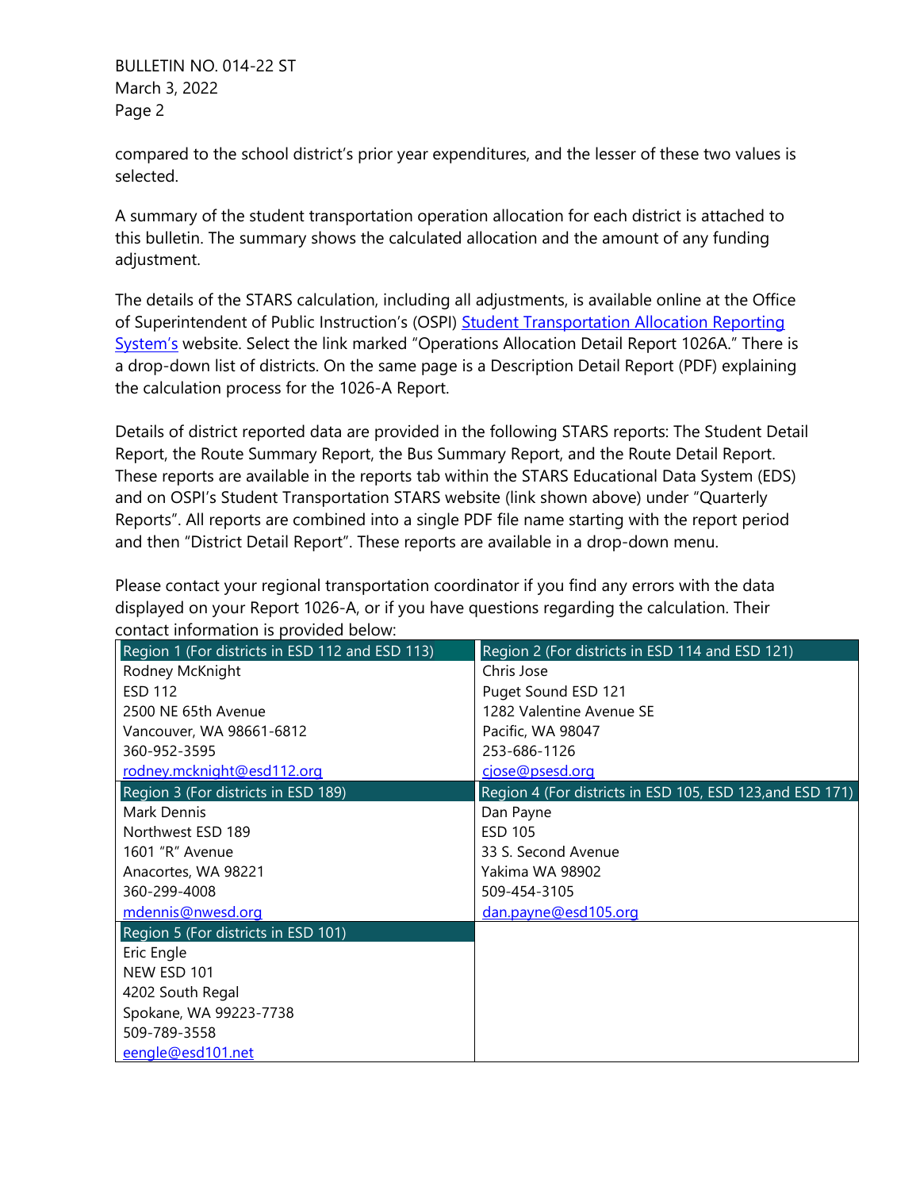compared to the school district's prior year expenditures, and the lesser of these two values is selected.

A summary of the student transportation operation allocation for each district is attached to this bulletin. The summary shows the calculated allocation and the amount of any funding adjustment.

The details of the STARS calculation, including all adjustments, is available online at the Office of Superintendent of Public Instruction's (OSPI) Student Transportation Allocation Reporting System's website. Select the link marked "Operations Allocation Detail Report 1026A." There is a drop-down list of districts. On the same page is a Description Detail Report (PDF) explaining the calculation process for the 1026-A Report.

Details of district reported data are provided in the following STARS reports: The Student Detail Report, the Route Summary Report, the Bus Summary Report, and the Route Detail Report. These reports are available in the reports tab within the STARS Educational Data System (EDS) and on OSPI's Student Transportation STARS website (link shown above) under "Quarterly Reports". All reports are combined into a single PDF file name starting with the report period and then "District Detail Report". These reports are available in a drop-down menu.

Please contact your regional transportation coordinator if you find any errors with the data displayed on your Report 1026-A, or if you have questions regarding the calculation. Their contact information is provided below:

| Region 1 (For districts in ESD 112 and ESD 113) | Region 2 (For districts in ESD 114 and ESD 121) |
|---|---|
| Rodney McKnight<br>ESD 112<br>2500 NE 65th Avenue<br>Vancouver, WA 98661-6812<br>360-952-3595<br>rodney.mcknight@esd112.org | Chris Jose<br>Puget Sound ESD 121<br>1282 Valentine Avenue SE<br>Pacific, WA 98047<br>253-686-1126<br>cjose@psesd.org |
| **Region 3 (For districts in ESD 189)** | **Region 4 (For districts in ESD 105, ESD 123,and ESD 171)** |
| Mark Dennis<br>Northwest ESD 189<br>1601 "R" Avenue<br>Anacortes, WA 98221<br>360-299-4008<br>mdennis@nwesd.org | Dan Payne<br>ESD 105<br>33 S. Second Avenue<br>Yakima WA 98902<br>509-454-3105<br>dan.payne@esd105.org |
| **Region 5 (For districts in ESD 101)** | |
| Eric Engle<br>NEW ESD 101<br>4202 South Regal<br>Spokane, WA 99223-7738<br>509-789-3558<br>eengle@esd101.net | |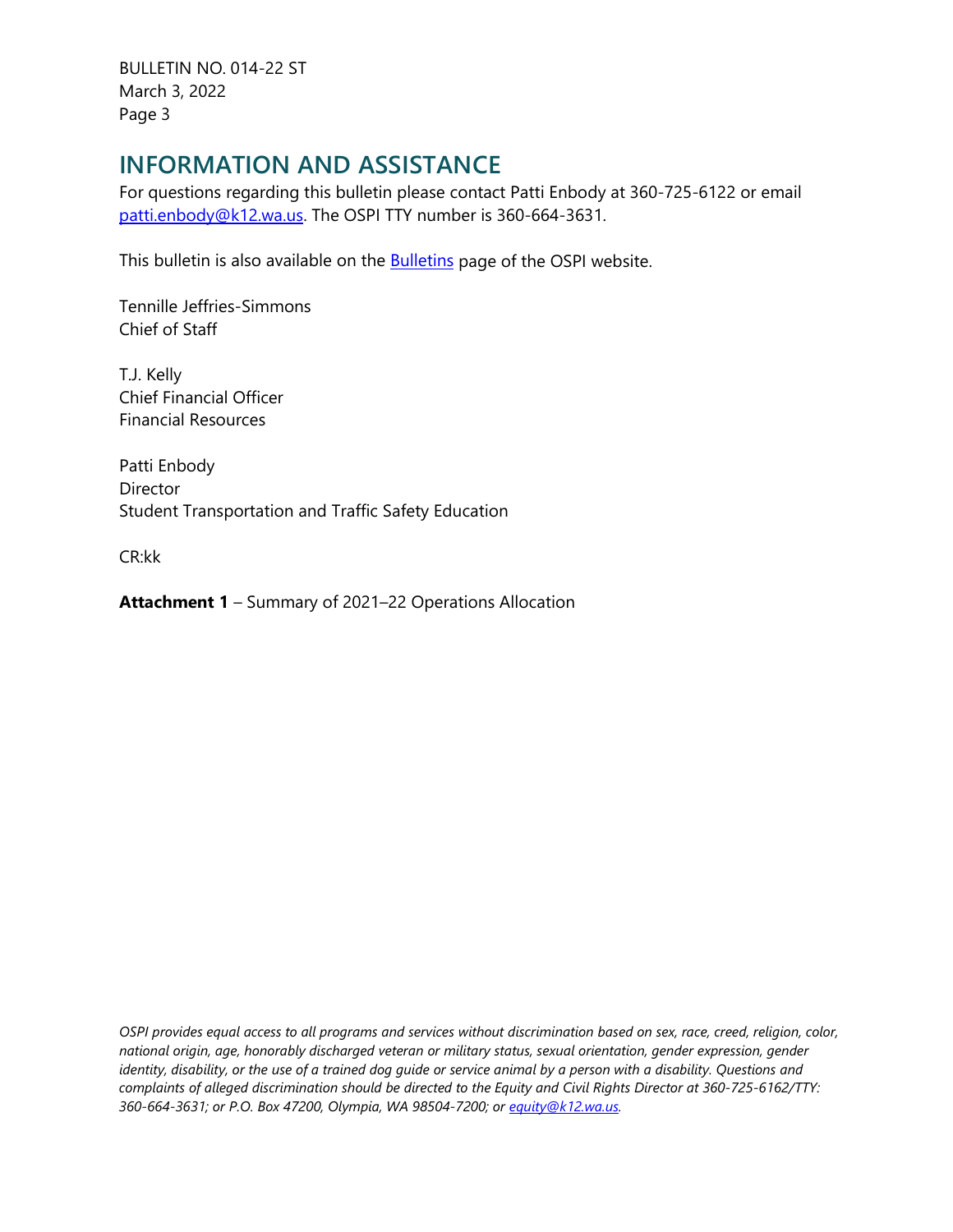## INFORMATION AND ASSISTANCE

For questions regarding this bulletin please contact Patti Enbody at 360-725-6122 or email patti.enbody@k12.wa.us. The OSPI TTY number is 360-664-3631.

This bulletin is also available on the Bulletins page of the OSPI website.

Tennille Jeffries-Simmons
Chief of Staff

T.J. Kelly
Chief Financial Officer
Financial Resources

Patti Enbody
Director
Student Transportation and Traffic Safety Education

CR:kk

**Attachment 1** – Summary of 2021–22 Operations Allocation

*OSPI provides equal access to all programs and services without discrimination based on sex, race, creed, religion, color, national origin, age, honorably discharged veteran or military status, sexual orientation, gender expression, gender identity, disability, or the use of a trained dog guide or service animal by a person with a disability. Questions and complaints of alleged discrimination should be directed to the Equity and Civil Rights Director at 360-725-6162/TTY: 360-664-3631; or P.O. Box 47200, Olympia, WA 98504-7200; or equity@k12.wa.us.*